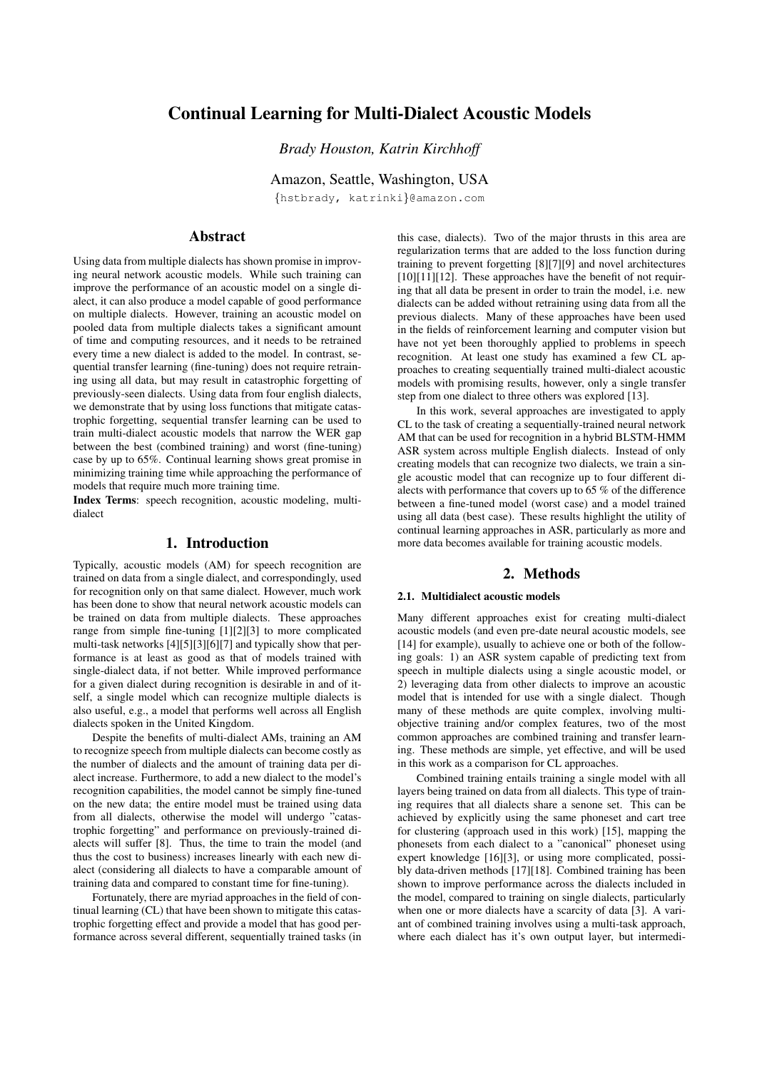# Continual Learning for Multi-Dialect Acoustic Models

*Brady Houston, Katrin Kirchhoff*

Amazon, Seattle, Washington, USA

{hstbrady, katrinki}@amazon.com

## Abstract

Using data from multiple dialects has shown promise in improving neural network acoustic models. While such training can improve the performance of an acoustic model on a single dialect, it can also produce a model capable of good performance on multiple dialects. However, training an acoustic model on pooled data from multiple dialects takes a significant amount of time and computing resources, and it needs to be retrained every time a new dialect is added to the model. In contrast, sequential transfer learning (fine-tuning) does not require retraining using all data, but may result in catastrophic forgetting of previously-seen dialects. Using data from four english dialects, we demonstrate that by using loss functions that mitigate catastrophic forgetting, sequential transfer learning can be used to train multi-dialect acoustic models that narrow the WER gap between the best (combined training) and worst (fine-tuning) case by up to 65%. Continual learning shows great promise in minimizing training time while approaching the performance of models that require much more training time.

**Index Terms**: speech recognition, acoustic modeling, multi-dialect

## 1. Introduction

Typically, acoustic models (AM) for speech recognition are trained on data from a single dialect, and correspondingly, used for recognition only on that same dialect. However, much work has been done to show that neural network acoustic models can be trained on data from multiple dialects. These approaches range from simple fine-tuning [1][2][3] to more complicated multi-task networks [4][5][3][6][7] and typically show that performance is at least as good as that of models trained with single-dialect data, if not better. While improved performance for a given dialect during recognition is desirable in and of itself, a single model which can recognize multiple dialects is also useful, e.g., a model that performs well across all English dialects spoken in the United Kingdom.

Despite the benefits of multi-dialect AMs, training an AM to recognize speech from multiple dialects can become costly as the number of dialects and the amount of training data per dialect increase. Furthermore, to add a new dialect to the model's recognition capabilities, the model cannot be simply fine-tuned on the new data; the entire model must be trained using data from all dialects, otherwise the model will undergo "catastrophic forgetting" and performance on previously-trained dialects will suffer [8]. Thus, the time to train the model (and thus the cost to business) increases linearly with each new dialect (considering all dialects to have a comparable amount of training data and compared to constant time for fine-tuning).

Fortunately, there are myriad approaches in the field of continual learning (CL) that have been shown to mitigate this catastrophic forgetting effect and provide a model that has good performance across several different, sequentially trained tasks (in this case, dialects). Two of the major thrusts in this area are regularization terms that are added to the loss function during training to prevent forgetting [8][7][9] and novel architectures [10][11][12]. These approaches have the benefit of not requiring that all data be present in order to train the model, i.e. new dialects can be added without retraining using data from all the previous dialects. Many of these approaches have been used in the fields of reinforcement learning and computer vision but have not yet been thoroughly applied to problems in speech recognition. At least one study has examined a few CL approaches to creating sequentially trained multi-dialect acoustic models with promising results, however, only a single transfer step from one dialect to three others was explored [13].

In this work, several approaches are investigated to apply CL to the task of creating a sequentially-trained neural network AM that can be used for recognition in a hybrid BLSTM-HMM ASR system across multiple English dialects. Instead of only creating models that can recognize two dialects, we train a single acoustic model that can recognize up to four different dialects with performance that covers up to 65 % of the difference between a fine-tuned model (worst case) and a model trained using all data (best case). These results highlight the utility of continual learning approaches in ASR, particularly as more and more data becomes available for training acoustic models.

## 2. Methods

### 2.1. Multidialect acoustic models

Many different approaches exist for creating multi-dialect acoustic models (and even pre-date neural acoustic models, see [14] for example), usually to achieve one or both of the following goals: 1) an ASR system capable of predicting text from speech in multiple dialects using a single acoustic model, or 2) leveraging data from other dialects to improve an acoustic model that is intended for use with a single dialect. Though many of these methods are quite complex, involving multi-objective training and/or complex features, two of the most common approaches are combined training and transfer learning. These methods are simple, yet effective, and will be used in this work as a comparison for CL approaches.

Combined training entails training a single model with all layers being trained on data from all dialects. This type of training requires that all dialects share a senone set. This can be achieved by explicitly using the same phoneset and cart tree for clustering (approach used in this work) [15], mapping the phonesets from each dialect to a "canonical" phoneset using expert knowledge [16][3], or using more complicated, possibly data-driven methods [17][18]. Combined training has been shown to improve performance across the dialects included in the model, compared to training on single dialects, particularly when one or more dialects have a scarcity of data [3]. A variant of combined training involves using a multi-task approach, where each dialect has it's own output layer, but intermedi-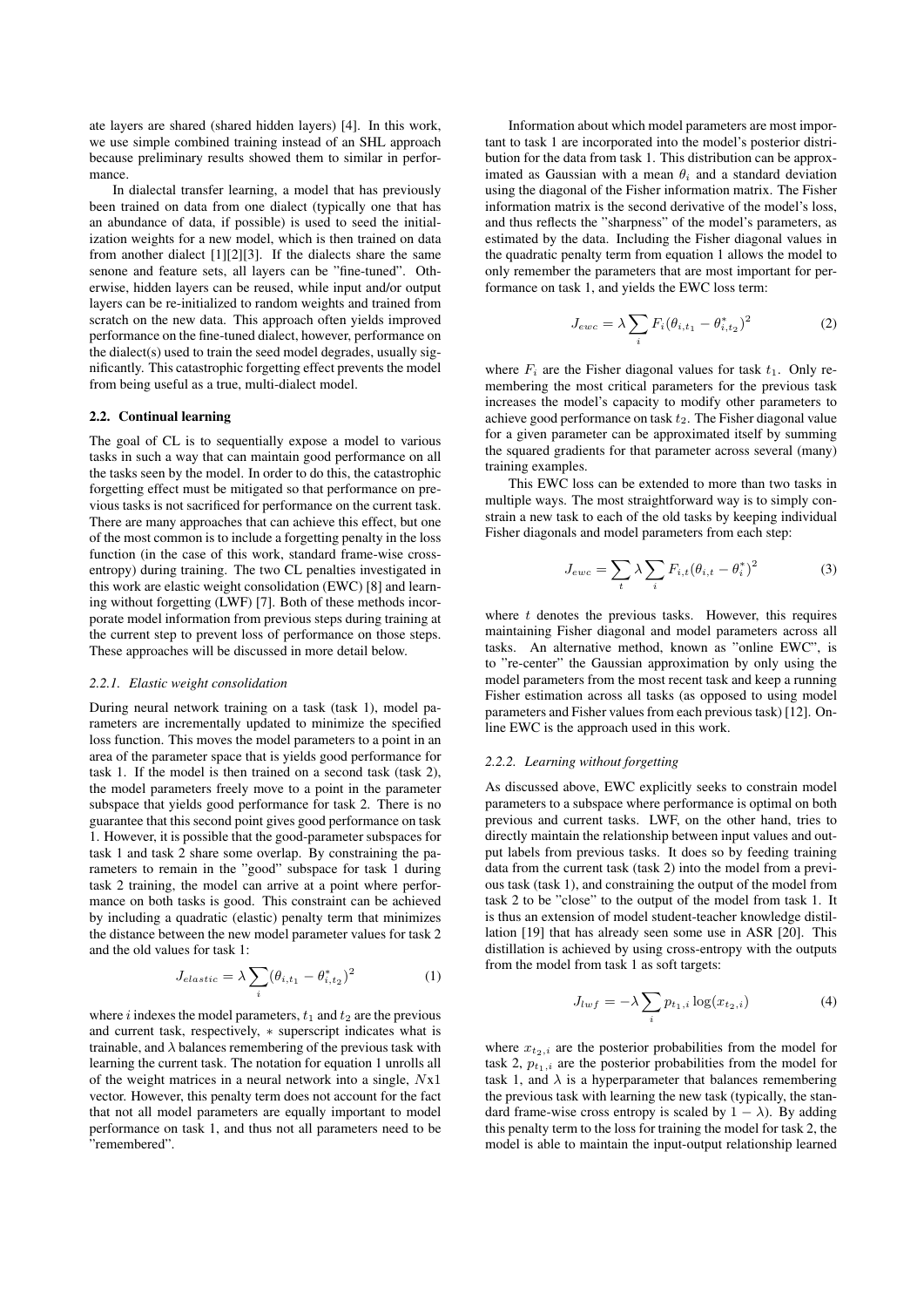ate layers are shared (shared hidden layers) [4]. In this work, we use simple combined training instead of an SHL approach because preliminary results showed them to similar in performance.

In dialectal transfer learning, a model that has previously been trained on data from one dialect (typically one that has an abundance of data, if possible) is used to seed the initialization weights for a new model, which is then trained on data from another dialect [1][2][3]. If the dialects share the same senone and feature sets, all layers can be "fine-tuned". Otherwise, hidden layers can be reused, while input and/or output layers can be re-initialized to random weights and trained from scratch on the new data. This approach often yields improved performance on the fine-tuned dialect, however, performance on the dialect(s) used to train the seed model degrades, usually significantly. This catastrophic forgetting effect prevents the model from being useful as a true, multi-dialect model.

### 2.2. Continual learning

The goal of CL is to sequentially expose a model to various tasks in such a way that can maintain good performance on all the tasks seen by the model. In order to do this, the catastrophic forgetting effect must be mitigated so that performance on previous tasks is not sacrificed for performance on the current task. There are many approaches that can achieve this effect, but one of the most common is to include a forgetting penalty in the loss function (in the case of this work, standard frame-wise cross-entropy) during training. The two CL penalties investigated in this work are elastic weight consolidation (EWC) [8] and learning without forgetting (LWF) [7]. Both of these methods incorporate model information from previous steps during training at the current step to prevent loss of performance on those steps. These approaches will be discussed in more detail below.

#### *2.2.1. Elastic weight consolidation*

During neural network training on a task (task 1), model parameters are incrementally updated to minimize the specified loss function. This moves the model parameters to a point in an area of the parameter space that is yields good performance for task 1. If the model is then trained on a second task (task 2), the model parameters freely move to a point in the parameter subspace that yields good performance for task 2. There is no guarantee that this second point gives good performance on task 1. However, it is possible that the good-parameter subspaces for task 1 and task 2 share some overlap. By constraining the parameters to remain in the "good" subspace for task 1 during task 2 training, the model can arrive at a point where performance on both tasks is good. This constraint can be achieved by including a quadratic (elastic) penalty term that minimizes the distance between the new model parameter values for task 2 and the old values for task 1:

$$J_{elastic} = \lambda \sum_i (\theta_{i,t_1} - \theta^*_{i,t_2})^2 \tag{1}$$

where $i$ indexes the model parameters, $t_1$ and $t_2$ are the previous and current task, respectively, $*$ superscript indicates what is trainable, and $\lambda$ balances remembering of the previous task with learning the current task. The notation for equation 1 unrolls all of the weight matrices in a neural network into a single, $N$x1 vector. However, this penalty term does not account for the fact that not all model parameters are equally important to model performance on task 1, and thus not all parameters need to be "remembered".

Information about which model parameters are most important to task 1 are incorporated into the model's posterior distribution for the data from task 1. This distribution can be approximated as Gaussian with a mean $\theta_i$ and a standard deviation using the diagonal of the Fisher information matrix. The Fisher information matrix is the second derivative of the model's loss, and thus reflects the "sharpness" of the model's parameters, as estimated by the data. Including the Fisher diagonal values in the quadratic penalty term from equation 1 allows the model to only remember the parameters that are most important for performance on task 1, and yields the EWC loss term:

$$J_{ewc} = \lambda \sum_i F_i (\theta_{i,t_1} - \theta^*_{i,t_2})^2 \tag{2}$$

where $F_i$ are the Fisher diagonal values for task $t_1$. Only remembering the most critical parameters for the previous task increases the model's capacity to modify other parameters to achieve good performance on task $t_2$. The Fisher diagonal value for a given parameter can be approximated itself by summing the squared gradients for that parameter across several (many) training examples.

This EWC loss can be extended to more than two tasks in multiple ways. The most straightforward way is to simply constrain a new task to each of the old tasks by keeping individual Fisher diagonals and model parameters from each step:

$$J_{ewc} = \sum_t \lambda \sum_i F_{i,t} (\theta_{i,t} - \theta^*_i)^2 \tag{3}$$

where $t$ denotes the previous tasks. However, this requires maintaining Fisher diagonal and model parameters across all tasks. An alternative method, known as "online EWC", is to "re-center" the Gaussian approximation by only using the model parameters from the most recent task and keep a running Fisher estimation across all tasks (as opposed to using model parameters and Fisher values from each previous task) [12]. Online EWC is the approach used in this work.

#### *2.2.2. Learning without forgetting*

As discussed above, EWC explicitly seeks to constrain model parameters to a subspace where performance is optimal on both previous and current tasks. LWF, on the other hand, tries to directly maintain the relationship between input values and output labels from previous tasks. It does so by feeding training data from the current task (task 2) into the model from a previous task (task 1), and constraining the output of the model from task 2 to be "close" to the output of the model from task 1. It is thus an extension of model student-teacher knowledge distillation [19] that has already seen some use in ASR [20]. This distillation is achieved by using cross-entropy with the outputs from the model from task 1 as soft targets:

$$J_{lwf} = -\lambda \sum_i p_{t_1,i} \log(x_{t_2,i}) \tag{4}$$

where $x_{t_2,i}$ are the posterior probabilities from the model for task 2, $p_{t_1,i}$ are the posterior probabilities from the model for task 1, and $\lambda$ is a hyperparameter that balances remembering the previous task with learning the new task (typically, the standard frame-wise cross entropy is scaled by $1 - \lambda$). By adding this penalty term to the loss for training the model for task 2, the model is able to maintain the input-output relationship learned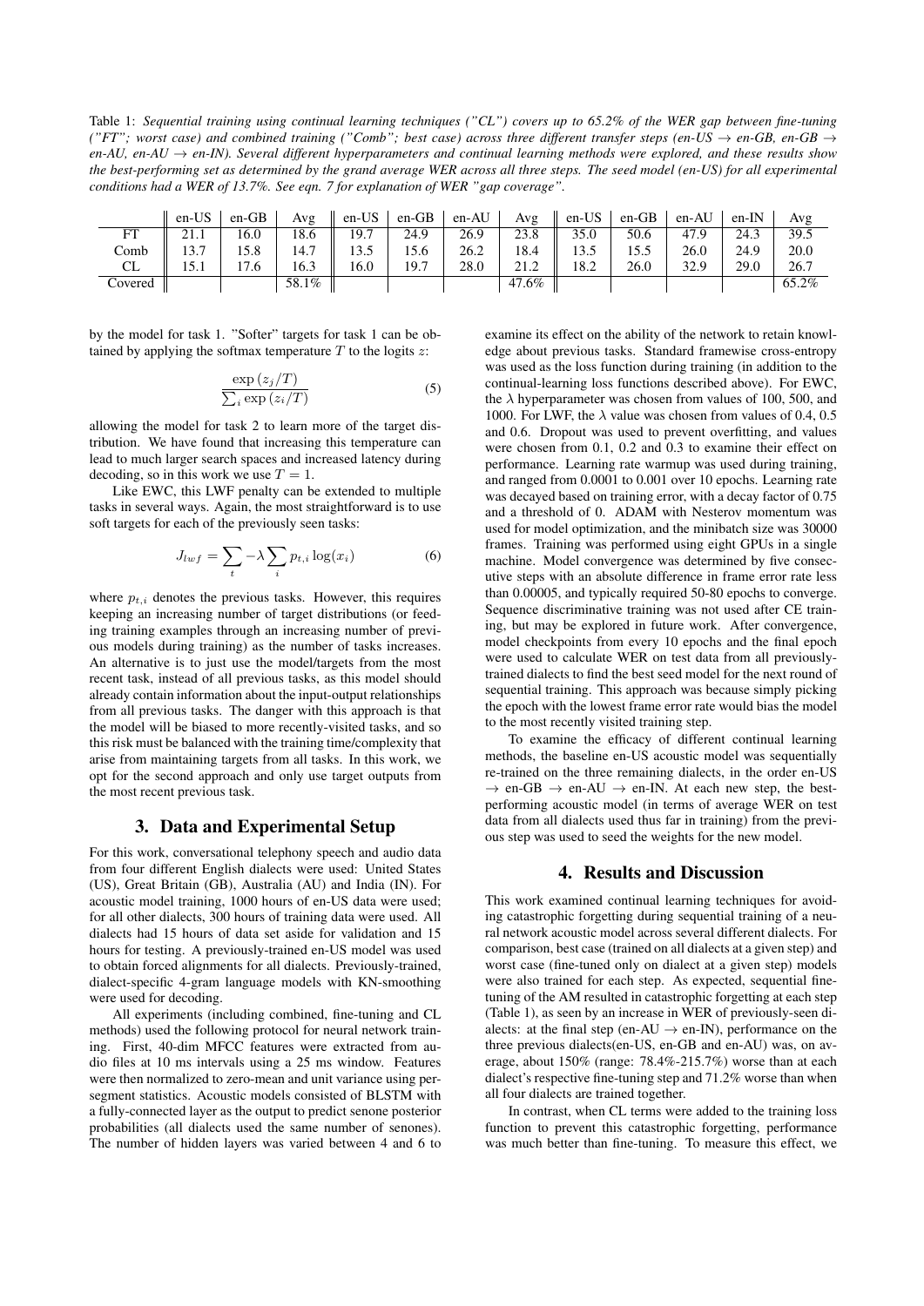Table 1: *Sequential training using continual learning techniques ("CL") covers up to 65.2% of the WER gap between fine-tuning ("FT"; worst case) and combined training ("Comb"; best case) across three different transfer steps (en-US → en-GB, en-GB → en-AU, en-AU → en-IN). Several different hyperparameters and continual learning methods were explored, and these results show the best-performing set as determined by the grand average WER across all three steps. The seed model (en-US) for all experimental conditions had a WER of 13.7%. See eqn. 7 for explanation of WER "gap coverage".*

| | en-US | en-GB | Avg | en-US | en-GB | en-AU | Avg | en-US | en-GB | en-AU | en-IN | Avg |
|---|---|---|---|---|---|---|---|---|---|---|---|---|
| FT | 21.1 | 16.0 | 18.6 | 19.7 | 24.9 | 26.9 | 23.8 | 35.0 | 50.6 | 47.9 | 24.3 | 39.5 |
| Comb | 13.7 | 15.8 | 14.7 | 13.5 | 15.6 | 26.2 | 18.4 | 13.5 | 15.5 | 26.0 | 24.9 | 20.0 |
| CL | 15.1 | 17.6 | 16.3 | 16.0 | 19.7 | 28.0 | 21.2 | 18.2 | 26.0 | 32.9 | 29.0 | 26.7 |
| Covered | | | 58.1% | | | | 47.6% | | | | | 65.2% |

by the model for task 1. "Softer" targets for task 1 can be obtained by applying the softmax temperature $T$ to the logits $z$:

$$\frac{\exp{(z_j/T)}}{\sum_i \exp{(z_i/T)}} \tag{5}$$

allowing the model for task 2 to learn more of the target distribution. We have found that increasing this temperature can lead to much larger search spaces and increased latency during decoding, so in this work we use $T = 1$.

Like EWC, this LWF penalty can be extended to multiple tasks in several ways. Again, the most straightforward is to use soft targets for each of the previously seen tasks:

$$J_{lwf} = \sum_t -\lambda \sum_i p_{t,i} \log(x_i) \tag{6}$$

where $p_{t,i}$ denotes the previous tasks. However, this requires keeping an increasing number of target distributions (or feeding training examples through an increasing number of previous models during training) as the number of tasks increases. An alternative is to just use the model/targets from the most recent task, instead of all previous tasks, as this model should already contain information about the input-output relationships from all previous tasks. The danger with this approach is that the model will be biased to more recently-visited tasks, and so this risk must be balanced with the training time/complexity that arise from maintaining targets from all tasks. In this work, we opt for the second approach and only use target outputs from the most recent previous task.

## 3. Data and Experimental Setup

For this work, conversational telephony speech and audio data from four different English dialects were used: United States (US), Great Britain (GB), Australia (AU) and India (IN). For acoustic model training, 1000 hours of en-US data were used; for all other dialects, 300 hours of training data were used. All dialects had 15 hours of data set aside for validation and 15 hours for testing. A previously-trained en-US model was used to obtain forced alignments for all dialects. Previously-trained, dialect-specific 4-gram language models with KN-smoothing were used for decoding.

All experiments (including combined, fine-tuning and CL methods) used the following protocol for neural network training. First, 40-dim MFCC features were extracted from audio files at 10 ms intervals using a 25 ms window. Features were then normalized to zero-mean and unit variance using per-segment statistics. Acoustic models consisted of BLSTM with a fully-connected layer as the output to predict senone posterior probabilities (all dialects used the same number of senones). The number of hidden layers was varied between 4 and 6 to examine its effect on the ability of the network to retain knowledge about previous tasks. Standard framewise cross-entropy was used as the loss function during training (in addition to the continual-learning loss functions described above). For EWC, the $\lambda$ hyperparameter was chosen from values of 100, 500, and 1000. For LWF, the $\lambda$ value was chosen from values of 0.4, 0.5 and 0.6. Dropout was used to prevent overfitting, and values were chosen from 0.1, 0.2 and 0.3 to examine their effect on performance. Learning rate warmup was used during training, and ranged from 0.0001 to 0.001 over 10 epochs. Learning rate was decayed based on training error, with a decay factor of 0.75 and a threshold of 0. ADAM with Nesterov momentum was used for model optimization, and the minibatch size was 30000 frames. Training was performed using eight GPUs in a single machine. Model convergence was determined by five consecutive steps with an absolute difference in frame error rate less than 0.00005, and typically required 50-80 epochs to converge. Sequence discriminative training was not used after CE training, but may be explored in future work. After convergence, model checkpoints from every 10 epochs and the final epoch were used to calculate WER on test data from all previously-trained dialects to find the best seed model for the next round of sequential training. This approach was because simply picking the epoch with the lowest frame error rate would bias the model to the most recently visited training step.

To examine the efficacy of different continual learning methods, the baseline en-US acoustic model was sequentially re-trained on the three remaining dialects, in the order en-US → en-GB → en-AU → en-IN. At each new step, the best-performing acoustic model (in terms of average WER on test data from all dialects used thus far in training) from the previous step was used to seed the weights for the new model.

## 4. Results and Discussion

This work examined continual learning techniques for avoiding catastrophic forgetting during sequential training of a neural network acoustic model across several different dialects. For comparison, best case (trained on all dialects at a given step) and worst case (fine-tuned only on dialect at a given step) models were also trained for each step. As expected, sequential fine-tuning of the AM resulted in catastrophic forgetting at each step (Table 1), as seen by an increase in WER of previously-seen dialects: at the final step (en-AU → en-IN), performance on the three previous dialects(en-US, en-GB and en-AU) was, on average, about 150% (range: 78.4%-215.7%) worse than at each dialect's respective fine-tuning step and 71.2% worse than when all four dialects are trained together.

In contrast, when CL terms were added to the training loss function to prevent this catastrophic forgetting, performance was much better than fine-tuning. To measure this effect, we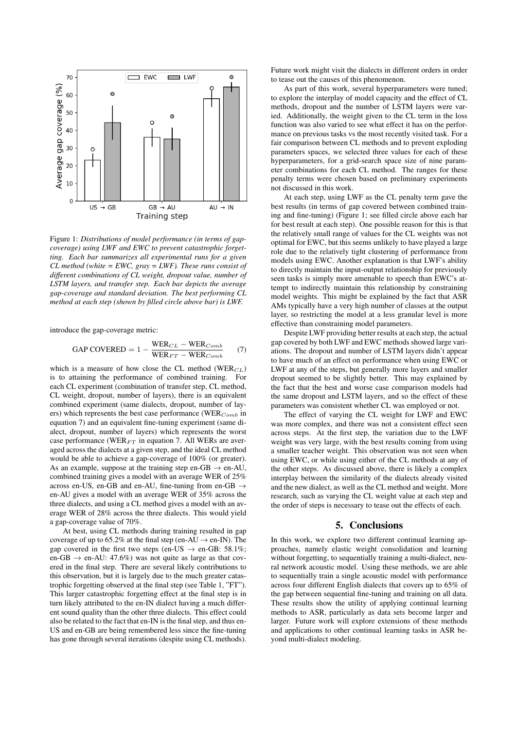Figure 1: *Distributions of model performance (in terms of gap-coverage) using LWF and EWC to prevent catastrophic forgetting. Each bar summarizes all experimental runs for a given CL method (white = EWC, gray = LWF). These runs consist of different combinations of CL weight, dropout value, number of LSTM layers, and transfer step. Each bar depicts the average gap-coverage and standard deviation. The best performing CL method at each step (shown by filled circle above bar) is LWF.*

introduce the gap-coverage metric:

$$\text{GAP COVERED} = 1 - \frac{\text{WER}_{CL} - \text{WER}_{Comb}}{\text{WER}_{FT} - \text{WER}_{Comb}} \tag{7}$$

which is a measure of how close the CL method ($\text{WER}_{CL}$) is to attaining the performance of combined training. For each CL experiment (combination of transfer step, CL method, CL weight, dropout, number of layers), there is an equivalent combined experiment (same dialects, dropout, number of layers) which represents the best case performance ($\text{WER}_{Comb}$ in equation 7) and an equivalent fine-tuning experiment (same dialect, dropout, number of layers) which represents the worst case performance ($\text{WER}_{FT}$ in equation 7. All WERs are averaged across the dialects at a given step, and the ideal CL method would be able to achieve a gap-coverage of 100% (or greater). As an example, suppose at the training step en-GB $\rightarrow$ en-AU, combined training gives a model with an average WER of 25% across en-US, en-GB and en-AU, fine-tuning from en-GB $\rightarrow$ en-AU gives a model with an average WER of 35% across the three dialects, and using a CL method gives a model with an average WER of 28% across the three dialects. This would yield a gap-coverage value of 70%.

At best, using CL methods during training resulted in gap coverage of up to 65.2% at the final step (en-AU $\rightarrow$ en-IN). The gap covered in the first two steps (en-US $\rightarrow$ en-GB: 58.1%; en-GB $\rightarrow$ en-AU: 47.6%) was not quite as large as that covered in the final step. There are several likely contributions to this observation, but it is largely due to the much greater catastrophic forgetting observed at the final step (see Table 1, "FT"). This larger catastrophic forgetting effect at the final step is in turn likely attributed to the en-IN dialect having a much different sound quality than the other three dialects. This effect could also be related to the fact that en-IN is the final step, and thus en-US and en-GB are being remembered less since the fine-tuning has gone through several iterations (despite using CL methods). Future work might visit the dialects in different orders in order to tease out the causes of this phenomenon.

As part of this work, several hyperparameters were tuned; to explore the interplay of model capacity and the effect of CL methods, dropout and the number of LSTM layers were varied. Additionally, the weight given to the CL term in the loss function was also varied to see what effect it has on the performance on previous tasks vs the most recently visited task. For a fair comparison between CL methods and to prevent exploding parameters spaces, we selected three values for each of these hyperparameters, for a grid-search space size of nine parameter combinations for each CL method. The ranges for these penalty terms were chosen based on preliminary experiments not discussed in this work.

At each step, using LWF as the CL penalty term gave the best results (in terms of gap covered between combined training and fine-tuning) (Figure 1; see filled circle above each bar for best result at each step). One possible reason for this is that the relatively small range of values for the CL weights was not optimal for EWC, but this seems unlikely to have played a large role due to the relatively tight clustering of performance from models using EWC. Another explanation is that LWF's ability to directly maintain the input-output relationship for previously seen tasks is simply more amenable to speech than EWC's attempt to indirectly maintain this relationship by constraining model weights. This might be explained by the fact that ASR AMs typically have a very high number of classes at the output layer, so restricting the model at a less granular level is more effective than constraining model parameters.

Despite LWF providing better results at each step, the actual gap covered by both LWF and EWC methods showed large variations. The dropout and number of LSTM layers didn't appear to have much of an effect on performance when using EWC or LWF at any of the steps, but generally more layers and smaller dropout seemed to be slightly better. This may explained by the fact that the best and worse case comparison models had the same dropout and LSTM layers, and so the effect of these parameters was consistent whether CL was employed or not.

The effect of varying the CL weight for LWF and EWC was more complex, and there was not a consistent effect seen across steps. At the first step, the variation due to the LWF weight was very large, with the best results coming from using a smaller teacher weight. This observation was not seen when using EWC, or while using either of the CL methods at any of the other steps. As discussed above, there is likely a complex interplay between the similarity of the dialects already visited and the new dialect, as well as the CL method and weight. More research, such as varying the CL weight value at each step and the order of steps is necessary to tease out the effects of each.

## 5. Conclusions

In this work, we explore two different continual learning approaches, namely elastic weight consolidation and learning without forgetting, to sequentially training a multi-dialect, neural network acoustic model. Using these methods, we are able to sequentially train a single acoustic model with performance across four different English dialects that covers up to 65% of the gap between sequential fine-tuning and training on all data. These results show the utility of applying continual learning methods to ASR, particularly as data sets become larger and larger. Future work will explore extensions of these methods and applications to other continual learning tasks in ASR beyond multi-dialect modeling.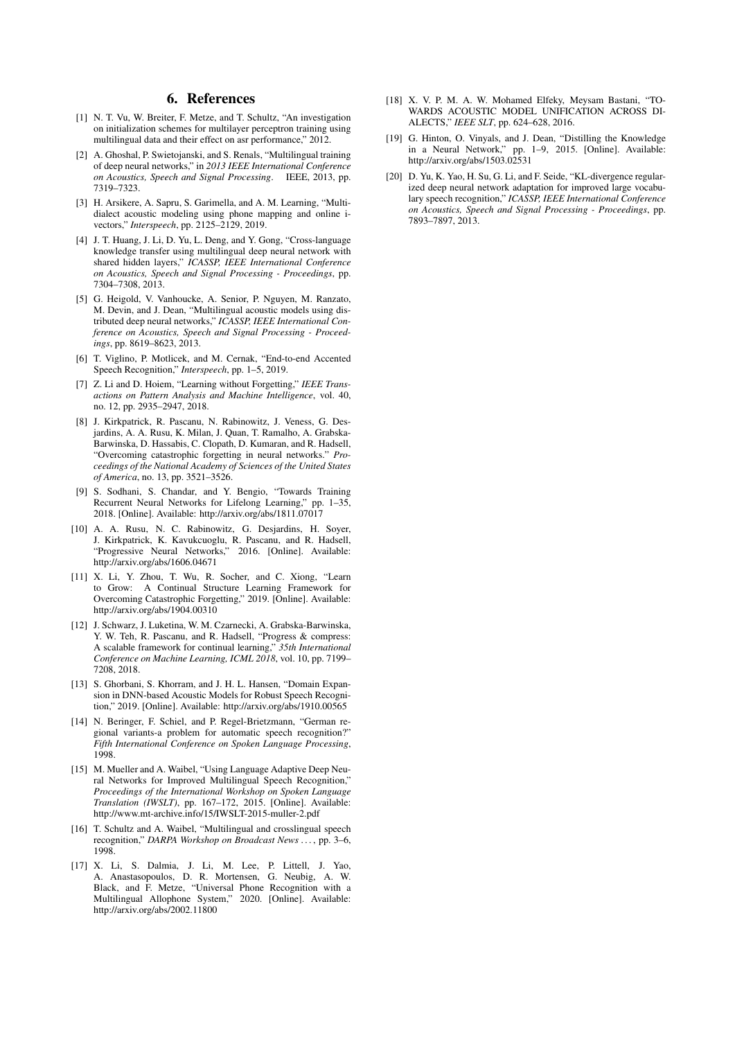## 6. References

[1] N. T. Vu, W. Breiter, F. Metze, and T. Schultz, "An investigation on initialization schemes for multilayer perceptron training using multilingual data and their effect on asr performance," 2012.

[2] A. Ghoshal, P. Swietojanski, and S. Renals, "Multilingual training of deep neural networks," in *2013 IEEE International Conference on Acoustics, Speech and Signal Processing*. IEEE, 2013, pp. 7319–7323.

[3] H. Arsikere, A. Sapru, S. Garimella, and A. M. Learning, "Multi-dialect acoustic modeling using phone mapping and online i-vectors," *Interspeech*, pp. 2125–2129, 2019.

[4] J. T. Huang, J. Li, D. Yu, L. Deng, and Y. Gong, "Cross-language knowledge transfer using multilingual deep neural network with shared hidden layers," *ICASSP, IEEE International Conference on Acoustics, Speech and Signal Processing - Proceedings*, pp. 7304–7308, 2013.

[5] G. Heigold, V. Vanhoucke, A. Senior, P. Nguyen, M. Ranzato, M. Devin, and J. Dean, "Multilingual acoustic models using distributed deep neural networks," *ICASSP, IEEE International Conference on Acoustics, Speech and Signal Processing - Proceedings*, pp. 8619–8623, 2013.

[6] T. Viglino, P. Motlicek, and M. Cernak, "End-to-end Accented Speech Recognition," *Interspeech*, pp. 1–5, 2019.

[7] Z. Li and D. Hoiem, "Learning without Forgetting," *IEEE Transactions on Pattern Analysis and Machine Intelligence*, vol. 40, no. 12, pp. 2935–2947, 2018.

[8] J. Kirkpatrick, R. Pascanu, N. Rabinowitz, J. Veness, G. Desjardins, A. A. Rusu, K. Milan, J. Quan, T. Ramalho, A. Grabska-Barwinska, D. Hassabis, C. Clopath, D. Kumaran, and R. Hadsell, "Overcoming catastrophic forgetting in neural networks." *Proceedings of the National Academy of Sciences of the United States of America*, no. 13, pp. 3521–3526.

[9] S. Sodhani, S. Chandar, and Y. Bengio, "Towards Training Recurrent Neural Networks for Lifelong Learning," pp. 1–35, 2018. [Online]. Available: http://arxiv.org/abs/1811.07017

[10] A. A. Rusu, N. C. Rabinowitz, G. Desjardins, H. Soyer, J. Kirkpatrick, K. Kavukcuoglu, R. Pascanu, and R. Hadsell, "Progressive Neural Networks," 2016. [Online]. Available: http://arxiv.org/abs/1606.04671

[11] X. Li, Y. Zhou, T. Wu, R. Socher, and C. Xiong, "Learn to Grow: A Continual Structure Learning Framework for Overcoming Catastrophic Forgetting," 2019. [Online]. Available: http://arxiv.org/abs/1904.00310

[12] J. Schwarz, J. Luketina, W. M. Czarnecki, A. Grabska-Barwinska, Y. W. Teh, R. Pascanu, and R. Hadsell, "Progress & compress: A scalable framework for continual learning," *35th International Conference on Machine Learning, ICML 2018*, vol. 10, pp. 7199–7208, 2018.

[13] S. Ghorbani, S. Khorram, and J. H. L. Hansen, "Domain Expansion in DNN-based Acoustic Models for Robust Speech Recognition," 2019. [Online]. Available: http://arxiv.org/abs/1910.00565

[14] N. Beringer, F. Schiel, and P. Regel-Brietzmann, "German regional variants-a problem for automatic speech recognition?" *Fifth International Conference on Spoken Language Processing*, 1998.

[15] M. Mueller and A. Waibel, "Using Language Adaptive Deep Neural Networks for Improved Multilingual Speech Recognition," *Proceedings of the International Workshop on Spoken Language Translation (IWSLT)*, pp. 167–172, 2015. [Online]. Available: http://www.mt-archive.info/15/IWSLT-2015-muller-2.pdf

[16] T. Schultz and A. Waibel, "Multilingual and crosslingual speech recognition," *DARPA Workshop on Broadcast News ...*, pp. 3–6, 1998.

[17] X. Li, S. Dalmia, J. Li, M. Lee, P. Littell, J. Yao, A. Anastasopoulos, D. R. Mortensen, G. Neubig, A. W. Black, and F. Metze, "Universal Phone Recognition with a Multilingual Allophone System," 2020. [Online]. Available: http://arxiv.org/abs/2002.11800

[18] X. V. P. M. A. W. Mohamed Elfeky, Meysam Bastani, "TOWARDS ACOUSTIC MODEL UNIFICATION ACROSS DIALECTS," *IEEE SLT*, pp. 624–628, 2016.

[19] G. Hinton, O. Vinyals, and J. Dean, "Distilling the Knowledge in a Neural Network," pp. 1–9, 2015. [Online]. Available: http://arxiv.org/abs/1503.02531

[20] D. Yu, K. Yao, H. Su, G. Li, and F. Seide, "KL-divergence regularized deep neural network adaptation for improved large vocabulary speech recognition," *ICASSP, IEEE International Conference on Acoustics, Speech and Signal Processing - Proceedings*, pp. 7893–7897, 2013.